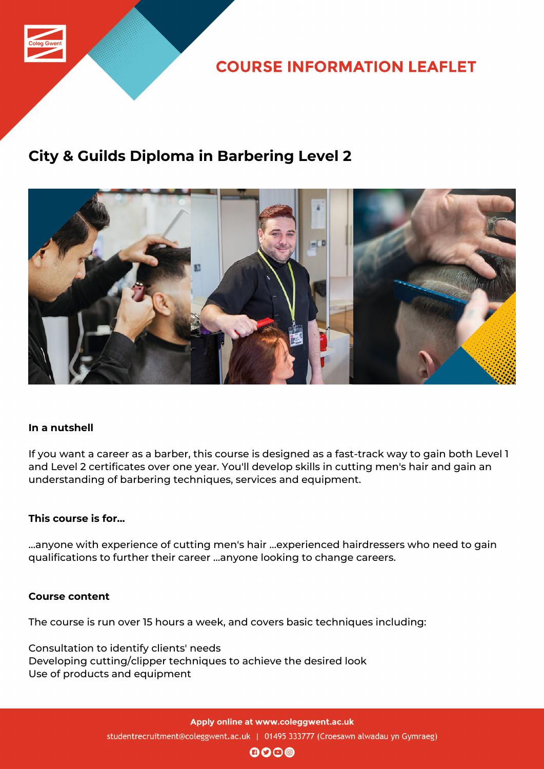# COURSE INFORMATION LEAFLET

## City & Guilds Diploma in Barbering Level 2

**In a nutshell**

If you want a career as a barber, this course is designed as a fast-track way to gain both Level 1 and Level 2 certificates over one year. You'll develop skills in cutting men's hair and gain an understanding of barbering techniques, services and equipment.

**This course is for...**

...anyone with experience of cutting men's hair ...experienced hairdressers who need to gain qualifications to further their career ...anyone looking to change careers.

**Course content**

The course is run over 15 hours a week, and covers basic techniques including:

Consultation to identify clients' needs
Developing cutting/clipper techniques to achieve the desired look
Use of products and equipment

**Apply online at www.coleggwent.ac.uk**

studentrecruitment@coleggwent.ac.uk | 01495 333777 (Croesawn alwadau yn Gymraeg)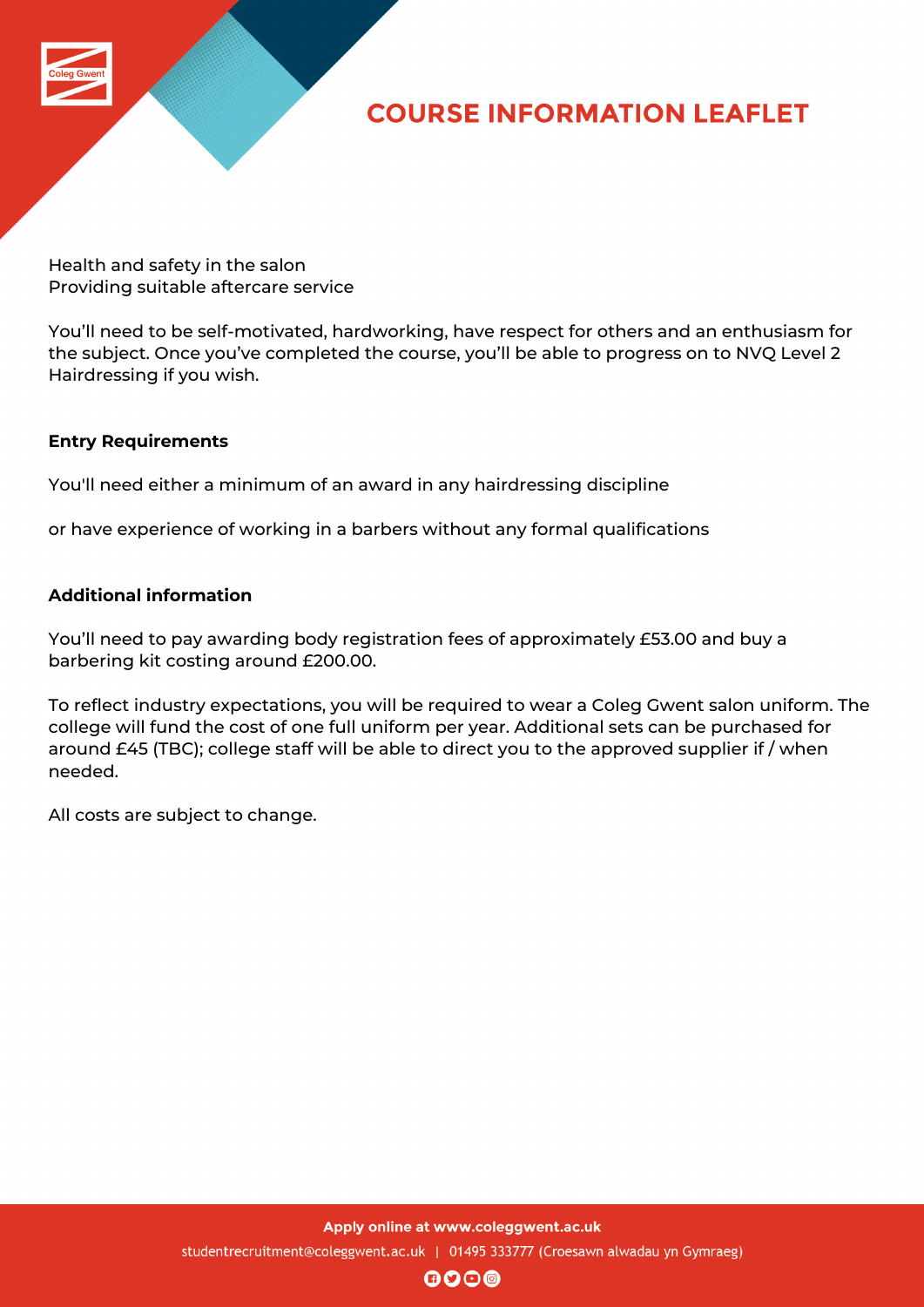Health and safety in the salon
Providing suitable aftercare service

You'll need to be self-motivated, hardworking, have respect for others and an enthusiasm for the subject. Once you've completed the course, you'll be able to progress on to NVQ Level 2 Hairdressing if you wish.

**Entry Requirements**

You'll need either a minimum of an award in any hairdressing discipline

or have experience of working in a barbers without any formal qualifications

**Additional information**

You'll need to pay awarding body registration fees of approximately £53.00 and buy a barbering kit costing around £200.00.

To reflect industry expectations, you will be required to wear a Coleg Gwent salon uniform. The college will fund the cost of one full uniform per year. Additional sets can be purchased for around £45 (TBC); college staff will be able to direct you to the approved supplier if / when needed.

All costs are subject to change.